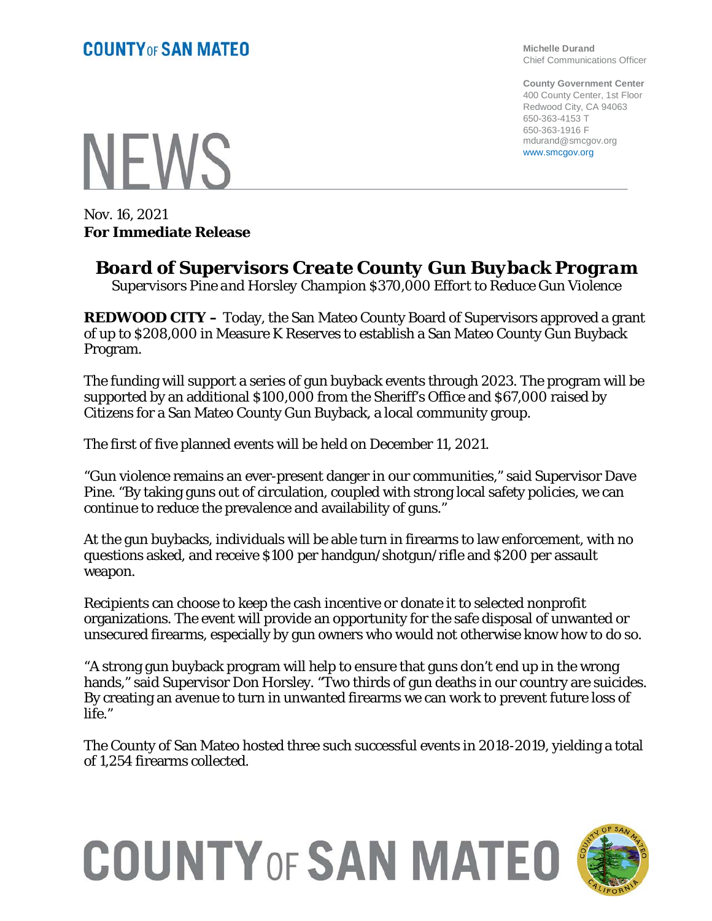**COUNTY OF SAN MATEO**

**Michelle Durand**
Chief Communications Officer

**County Government Center**
400 County Center, 1st Floor
Redwood City, CA 94063
650-363-4153 T
650-363-1916 F
mdurand@smcgov.org
www.smcgov.org

# NEWS

Nov. 16, 2021
**For Immediate Release**

## *Board of Supervisors Create County Gun Buyback Program*

*Supervisors Pine and Horsley Champion $370,000 Effort to Reduce Gun Violence*

**REDWOOD CITY –** Today, the San Mateo County Board of Supervisors approved a grant of up to $208,000 in Measure K Reserves to establish a San Mateo County Gun Buyback Program.

The funding will support a series of gun buyback events through 2023. The program will be supported by an additional $100,000 from the Sheriff's Office and $67,000 raised by Citizens for a San Mateo County Gun Buyback, a local community group.

The first of five planned events will be held on December 11, 2021.

"Gun violence remains an ever-present danger in our communities," said Supervisor Dave Pine. "By taking guns out of circulation, coupled with strong local safety policies, we can continue to reduce the prevalence and availability of guns."

At the gun buybacks, individuals will be able turn in firearms to law enforcement, with no questions asked, and receive $100 per handgun/shotgun/rifle and $200 per assault weapon.

Recipients can choose to keep the cash incentive or donate it to selected nonprofit organizations. The event will provide an opportunity for the safe disposal of unwanted or unsecured firearms, especially by gun owners who would not otherwise know how to do so.

"A strong gun buyback program will help to ensure that guns don't end up in the wrong hands," said Supervisor Don Horsley. "Two thirds of gun deaths in our country are suicides. By creating an avenue to turn in unwanted firearms we can work to prevent future loss of life."

The County of San Mateo hosted three such successful events in 2018-2019, yielding a total of 1,254 firearms collected.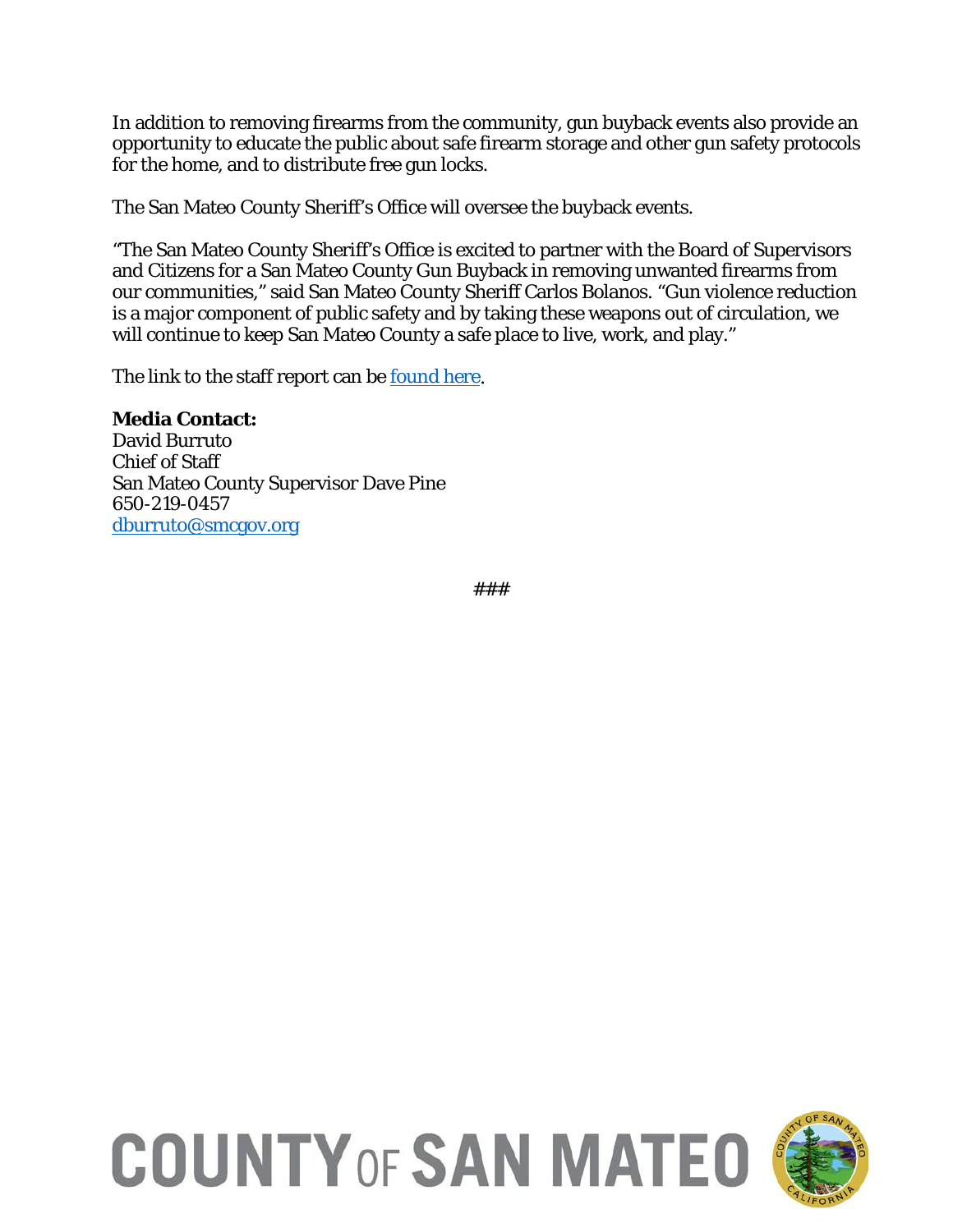In addition to removing firearms from the community, gun buyback events also provide an opportunity to educate the public about safe firearm storage and other gun safety protocols for the home, and to distribute free gun locks.

The San Mateo County Sheriff's Office will oversee the buyback events.

"The San Mateo County Sheriff's Office is excited to partner with the Board of Supervisors and Citizens for a San Mateo County Gun Buyback in removing unwanted firearms from our communities," said San Mateo County Sheriff Carlos Bolanos. "Gun violence reduction is a major component of public safety and by taking these weapons out of circulation, we will continue to keep San Mateo County a safe place to live, work, and play."

The link to the staff report can be [found here](#).

**Media Contact:**
David Burruto
Chief of Staff
San Mateo County Supervisor Dave Pine
650-219-0457
[dburruto@smcgov.org](mailto:dburruto@smcgov.org)

###

COUNTY OF SAN MATEO